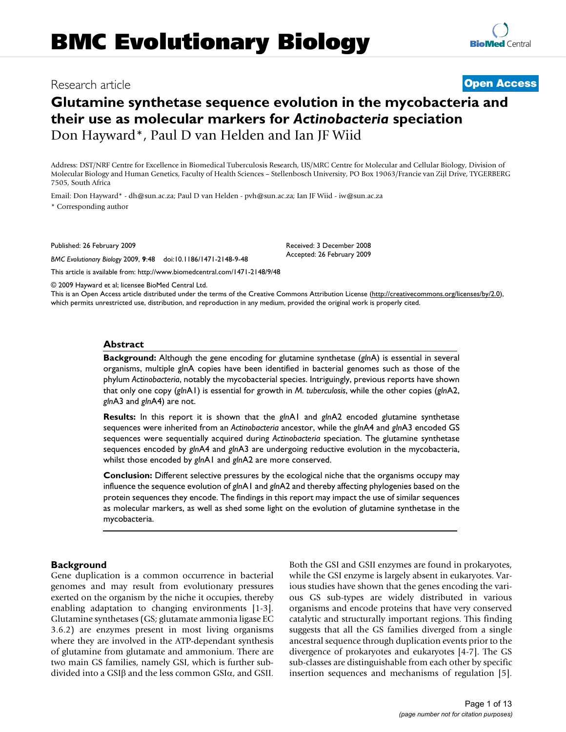# BMC Evolutionary Biology

Research article

**Open Access**

# Glutamine synthetase sequence evolution in the mycobacteria and their use as molecular markers for *Actinobacteria* speciation

Don Hayward*, Paul D van Helden and Ian JF Wiid

Address: DST/NRF Centre for Excellence in Biomedical Tuberculosis Research, US/MRC Centre for Molecular and Cellular Biology, Division of Molecular Biology and Human Genetics, Faculty of Health Sciences – Stellenbosch University, PO Box 19063/Francie van Zijl Drive, TYGERBERG 7505, South Africa

Email: Don Hayward* - dh@sun.ac.za; Paul D van Helden - pvh@sun.ac.za; Ian JF Wiid - iw@sun.ac.za

* Corresponding author

Published: 26 February 2009

*BMC Evolutionary Biology* 2009, **9**:48 doi:10.1186/1471-2148-9-48

Received: 3 December 2008
Accepted: 26 February 2009

This article is available from: http://www.biomedcentral.com/1471-2148/9/48

© 2009 Hayward et al; licensee BioMed Central Ltd.
This is an Open Access article distributed under the terms of the Creative Commons Attribution License (http://creativecommons.org/licenses/by/2.0), which permits unrestricted use, distribution, and reproduction in any medium, provided the original work is properly cited.

## Abstract

**Background:** Although the gene encoding for glutamine synthetase (*gln*A) is essential in several organisms, multiple glnA copies have been identified in bacterial genomes such as those of the phylum *Actinobacteria*, notably the mycobacterial species. Intriguingly, previous reports have shown that only one copy (*gln*A1) is essential for growth in *M. tuberculosis*, while the other copies (*gln*A2, *gln*A3 and *gln*A4) are not.

**Results:** In this report it is shown that the *gln*A1 and *gln*A2 encoded glutamine synthetase sequences were inherited from an *Actinobacteria* ancestor, while the *gln*A4 and *gln*A3 encoded GS sequences were sequentially acquired during *Actinobacteria* speciation. The glutamine synthetase sequences encoded by *gln*A4 and *gln*A3 are undergoing reductive evolution in the mycobacteria, whilst those encoded by *gln*A1 and *gln*A2 are more conserved.

**Conclusion:** Different selective pressures by the ecological niche that the organisms occupy may influence the sequence evolution of *gln*A1 and *gln*A2 and thereby affecting phylogenies based on the protein sequences they encode. The findings in this report may impact the use of similar sequences as molecular markers, as well as shed some light on the evolution of glutamine synthetase in the mycobacteria.

## Background

Gene duplication is a common occurrence in bacterial genomes and may result from evolutionary pressures exerted on the organism by the niche it occupies, thereby enabling adaptation to changing environments [1-3]. Glutamine synthetases (GS; glutamate ammonia ligase EC 3.6.2) are enzymes present in most living organisms where they are involved in the ATP-dependant synthesis of glutamine from glutamate and ammonium. There are two main GS families, namely GSI, which is further subdivided into a GSIβ and the less common GSIα, and GSII. Both the GSI and GSII enzymes are found in prokaryotes, while the GSI enzyme is largely absent in eukaryotes. Various studies have shown that the genes encoding the various GS sub-types are widely distributed in various organisms and encode proteins that have very conserved catalytic and structurally important regions. This finding suggests that all the GS families diverged from a single ancestral sequence through duplication events prior to the divergence of prokaryotes and eukaryotes [4-7]. The GS sub-classes are distinguishable from each other by specific insertion sequences and mechanisms of regulation [5].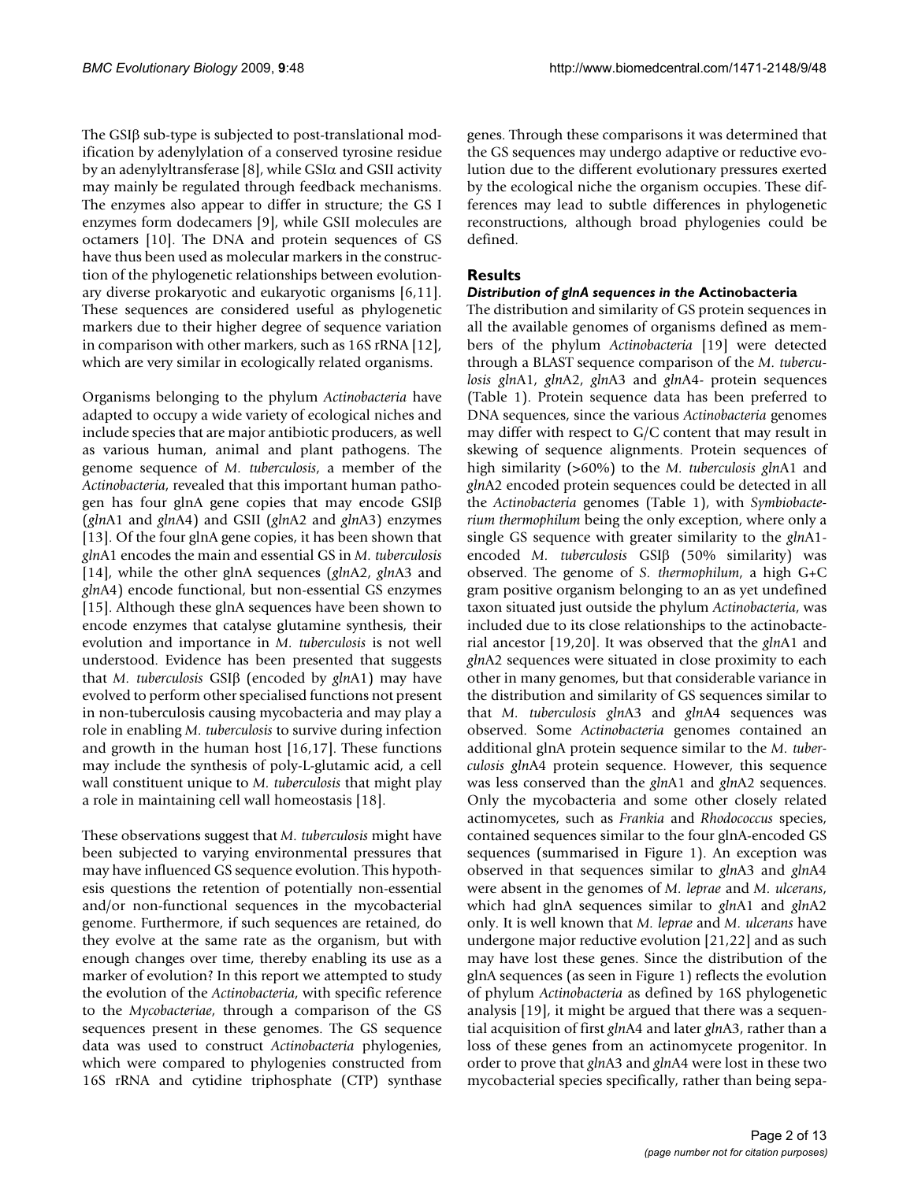The GSIβ sub-type is subjected to post-translational modification by adenylylation of a conserved tyrosine residue by an adenylyltransferase [8], while GSIα and GSII activity may mainly be regulated through feedback mechanisms. The enzymes also appear to differ in structure; the GS I enzymes form dodecamers [9], while GSII molecules are octamers [10]. The DNA and protein sequences of GS have thus been used as molecular markers in the construction of the phylogenetic relationships between evolutionary diverse prokaryotic and eukaryotic organisms [6,11]. These sequences are considered useful as phylogenetic markers due to their higher degree of sequence variation in comparison with other markers, such as 16S rRNA [12], which are very similar in ecologically related organisms.

Organisms belonging to the phylum *Actinobacteria* have adapted to occupy a wide variety of ecological niches and include species that are major antibiotic producers, as well as various human, animal and plant pathogens. The genome sequence of *M. tuberculosis*, a member of the *Actinobacteria*, revealed that this important human pathogen has four glnA gene copies that may encode GSIβ (*gln*A1 and *gln*A4) and GSII (*gln*A2 and *gln*A3) enzymes [13]. Of the four glnA gene copies, it has been shown that *gln*A1 encodes the main and essential GS in *M. tuberculosis* [14], while the other glnA sequences (*gln*A2, *gln*A3 and *gln*A4) encode functional, but non-essential GS enzymes [15]. Although these glnA sequences have been shown to encode enzymes that catalyse glutamine synthesis, their evolution and importance in *M. tuberculosis* is not well understood. Evidence has been presented that suggests that *M. tuberculosis* GSIβ (encoded by *gln*A1) may have evolved to perform other specialised functions not present in non-tuberculosis causing mycobacteria and may play a role in enabling *M. tuberculosis* to survive during infection and growth in the human host [16,17]. These functions may include the synthesis of poly-L-glutamic acid, a cell wall constituent unique to *M. tuberculosis* that might play a role in maintaining cell wall homeostasis [18].

These observations suggest that *M. tuberculosis* might have been subjected to varying environmental pressures that may have influenced GS sequence evolution. This hypothesis questions the retention of potentially non-essential and/or non-functional sequences in the mycobacterial genome. Furthermore, if such sequences are retained, do they evolve at the same rate as the organism, but with enough changes over time, thereby enabling its use as a marker of evolution? In this report we attempted to study the evolution of the *Actinobacteria*, with specific reference to the *Mycobacteriae*, through a comparison of the GS sequences present in these genomes. The GS sequence data was used to construct *Actinobacteria* phylogenies, which were compared to phylogenies constructed from 16S rRNA and cytidine triphosphate (CTP) synthase genes. Through these comparisons it was determined that the GS sequences may undergo adaptive or reductive evolution due to the different evolutionary pressures exerted by the ecological niche the organism occupies. These differences may lead to subtle differences in phylogenetic reconstructions, although broad phylogenies could be defined.

## Results

### *Distribution of glnA sequences in the* Actinobacteria

The distribution and similarity of GS protein sequences in all the available genomes of organisms defined as members of the phylum *Actinobacteria* [19] were detected through a BLAST sequence comparison of the *M. tuberculosis glnA*1, *gln*A2, *gln*A3 and *gln*A4- protein sequences (Table 1). Protein sequence data has been preferred to DNA sequences, since the various *Actinobacteria* genomes may differ with respect to G/C content that may result in skewing of sequence alignments. Protein sequences of high similarity (>60%) to the *M. tuberculosis gln*A1 and *gln*A2 encoded protein sequences could be detected in all the *Actinobacteria* genomes (Table 1), with *Symbiobacterium thermophilum* being the only exception, where only a single GS sequence with greater similarity to the *gln*A1-encoded *M. tuberculosis* GSIβ (50% similarity) was observed. The genome of *S. thermophilum*, a high G+C gram positive organism belonging to an as yet undefined taxon situated just outside the phylum *Actinobacteria*, was included due to its close relationships to the actinobacterial ancestor [19,20]. It was observed that the *gln*A1 and *gln*A2 sequences were situated in close proximity to each other in many genomes, but that considerable variance in the distribution and similarity of GS sequences similar to that *M. tuberculosis gln*A3 and *gln*A4 sequences was observed. Some *Actinobacteria* genomes contained an additional glnA protein sequence similar to the *M. tuberculosis gln*A4 protein sequence. However, this sequence was less conserved than the *gln*A1 and *gln*A2 sequences. Only the mycobacteria and some other closely related actinomycetes, such as *Frankia* and *Rhodococcus* species, contained sequences similar to the four glnA-encoded GS sequences (summarised in Figure 1). An exception was observed in that sequences similar to *gln*A3 and *gln*A4 were absent in the genomes of *M. leprae* and *M. ulcerans*, which had glnA sequences similar to *gln*A1 and *gln*A2 only. It is well known that *M. leprae* and *M. ulcerans* have undergone major reductive evolution [21,22] and as such may have lost these genes. Since the distribution of the glnA sequences (as seen in Figure 1) reflects the evolution of phylum *Actinobacteria* as defined by 16S phylogenetic analysis [19], it might be argued that there was a sequential acquisition of first *gln*A4 and later *gln*A3, rather than a loss of these genes from an actinomycete progenitor. In order to prove that *gln*A3 and *gln*A4 were lost in these two mycobacterial species specifically, rather than being sepa-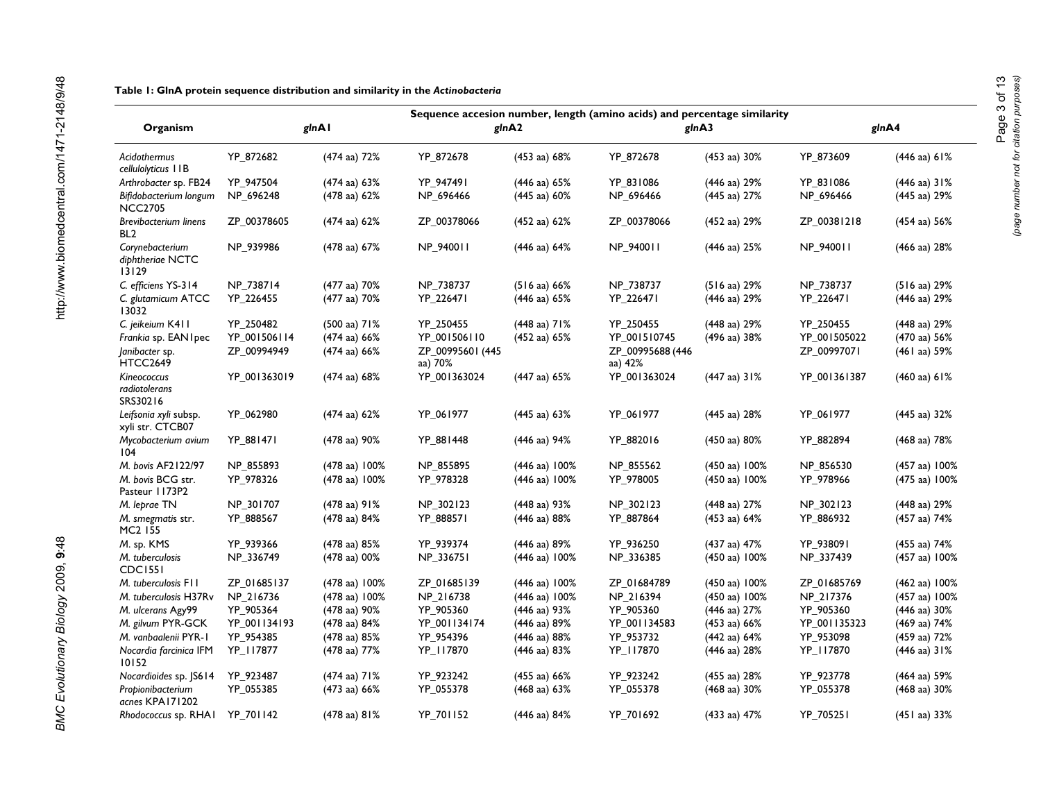**Table 1: GlnA protein sequence distribution and similarity in the *Actinobacteria***

| Organism | Sequence accesion number, length (amino acids) and percentage similarity | | | | | | | |
|---|---|---|---|---|---|---|---|---|
| | *gln*A1 | | *gln*A2 | | *gln*A3 | | *gln*A4 | |
| *Acidothermus cellulolyticus* 11B | YP_872682 | (474 aa) 72% | YP_872678 | (453 aa) 68% | YP_872678 | (453 aa) 30% | YP_873609 | (446 aa) 61% |
| *Arthrobacter* sp. FB24 | YP_947504 | (474 aa) 63% | YP_947491 | (446 aa) 65% | YP_831086 | (446 aa) 29% | YP_831086 | (446 aa) 31% |
| *Bifidobacterium longum* NCC2705 | NP_696248 | (478 aa) 62% | NP_696466 | (445 aa) 60% | NP_696466 | (445 aa) 27% | NP_696466 | (445 aa) 29% |
| *Brevibacterium linens* BL2 | ZP_00378605 | (474 aa) 62% | ZP_00378066 | (452 aa) 62% | ZP_00378066 | (452 aa) 29% | ZP_00381218 | (454 aa) 56% |
| *Corynebacterium diphtheriae* NCTC 13129 | NP_939986 | (478 aa) 67% | NP_940011 | (446 aa) 64% | NP_940011 | (446 aa) 25% | NP_940011 | (466 aa) 28% |
| *C. efficiens* YS-314 | NP_738714 | (477 aa) 70% | NP_738737 | (516 aa) 66% | NP_738737 | (516 aa) 29% | NP_738737 | (516 aa) 29% |
| *C. glutamicum* ATCC 13032 | YP_226455 | (477 aa) 70% | YP_226471 | (446 aa) 65% | YP_226471 | (446 aa) 29% | YP_226471 | (446 aa) 29% |
| *C. jeikeium* K411 | YP_250482 | (500 aa) 71% | YP_250455 | (448 aa) 71% | YP_250455 | (448 aa) 29% | YP_250455 | (448 aa) 29% |
| *Frankia* sp. EAN1pec | YP_001506114 | (474 aa) 66% | YP_001506110 | (452 aa) 65% | YP_001510745 | (496 aa) 38% | YP_001505022 | (470 aa) 56% |
| *Janibacter* sp. HTCC2649 | ZP_00994949 | (474 aa) 66% | ZP_00995601 (445 aa) 70% | | ZP_00995688 (446 aa) 42% | | ZP_00997071 | (461 aa) 59% |
| *Kineococcus radiotolerans* SRS30216 | YP_001363019 | (474 aa) 68% | YP_001363024 | (447 aa) 65% | YP_001363024 | (447 aa) 31% | YP_001361387 | (460 aa) 61% |
| *Leifsonia xyli* subsp. xyli str. CTCB07 | YP_062980 | (474 aa) 62% | YP_061977 | (445 aa) 63% | YP_061977 | (445 aa) 28% | YP_061977 | (445 aa) 32% |
| *Mycobacterium avium* 104 | YP_881471 | (478 aa) 90% | YP_881448 | (446 aa) 94% | YP_882016 | (450 aa) 80% | YP_882894 | (468 aa) 78% |
| *M. bovis* AF2122/97 | NP_855893 | (478 aa) 100% | NP_855895 | (446 aa) 100% | NP_855562 | (450 aa) 100% | NP_856530 | (457 aa) 100% |
| *M. bovis* BCG str. Pasteur 1173P2 | YP_978326 | (478 aa) 100% | YP_978328 | (446 aa) 100% | YP_978005 | (450 aa) 100% | YP_978966 | (475 aa) 100% |
| *M. leprae* TN | NP_301707 | (478 aa) 91% | NP_302123 | (448 aa) 93% | NP_302123 | (448 aa) 27% | NP_302123 | (448 aa) 29% |
| *M. smegmatis* str. MC2 155 | YP_888567 | (478 aa) 84% | YP_888571 | (446 aa) 88% | YP_887864 | (453 aa) 64% | YP_886932 | (457 aa) 74% |
| *M.* sp. KMS | YP_939366 | (478 aa) 85% | YP_939374 | (446 aa) 89% | YP_936250 | (437 aa) 47% | YP_938091 | (455 aa) 74% |
| *M. tuberculosis* CDC1551 | NP_336749 | (478 aa) 00% | NP_336751 | (446 aa) 100% | NP_336385 | (450 aa) 100% | NP_337439 | (457 aa) 100% |
| *M. tuberculosis* F11 | ZP_01685137 | (478 aa) 100% | ZP_01685139 | (446 aa) 100% | ZP_01684789 | (450 aa) 100% | ZP_01685769 | (462 aa) 100% |
| *M. tuberculosis* H37Rv | NP_216736 | (478 aa) 100% | NP_216738 | (446 aa) 100% | NP_216394 | (450 aa) 100% | NP_217376 | (457 aa) 100% |
| *M. ulcerans* Agy99 | YP_905364 | (478 aa) 90% | YP_905360 | (446 aa) 93% | YP_905360 | (446 aa) 27% | YP_905360 | (446 aa) 30% |
| *M. gilvum* PYR-GCK | YP_001134193 | (478 aa) 84% | YP_001134174 | (446 aa) 89% | YP_001134583 | (453 aa) 66% | YP_001135323 | (469 aa) 74% |
| *M. vanbaalenii* PYR-1 | YP_954385 | (478 aa) 85% | YP_954396 | (446 aa) 88% | YP_953732 | (442 aa) 64% | YP_953098 | (459 aa) 72% |
| *Nocardia farcinica* IFM 10152 | YP_117877 | (478 aa) 77% | YP_117870 | (446 aa) 83% | YP_117870 | (446 aa) 28% | YP_117870 | (446 aa) 31% |
| *Nocardioides* sp. JS614 | YP_923487 | (474 aa) 71% | YP_923242 | (455 aa) 66% | YP_923242 | (455 aa) 28% | YP_923778 | (464 aa) 59% |
| *Propionibacterium acnes* KPA171202 | YP_055385 | (473 aa) 66% | YP_055378 | (468 aa) 63% | YP_055378 | (468 aa) 30% | YP_055378 | (468 aa) 30% |
| *Rhodococcus* sp. RHA1 | YP_701142 | (478 aa) 81% | YP_701152 | (446 aa) 84% | YP_701692 | (433 aa) 47% | YP_705251 | (451 aa) 33% |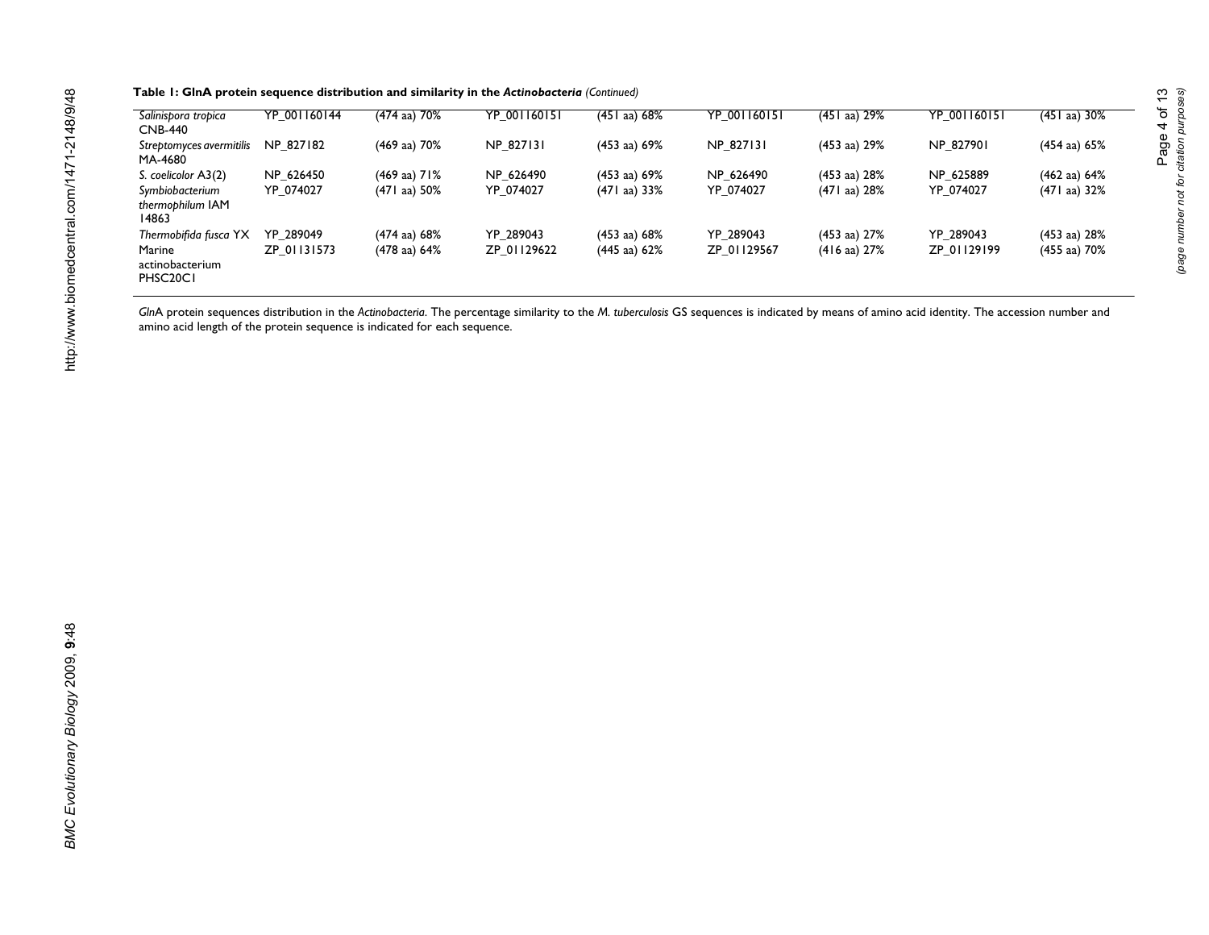**Table 1: GlnA protein sequence distribution and similarity in the *Actinobacteria* (Continued)**

| | | | | | | | | |
|---|---|---|---|---|---|---|---|---|
| *Salinispora tropica* CNB-440 | YP_001160144 | (474 aa) 70% | YP_001160151 | (451 aa) 68% | YP_001160151 | (451 aa) 29% | YP_001160151 | (451 aa) 30% |
| *Streptomyces avermitilis* MA-4680 | NP_827182 | (469 aa) 70% | NP_827131 | (453 aa) 69% | NP_827131 | (453 aa) 29% | NP_827901 | (454 aa) 65% |
| *S. coelicolor* A3(2) | NP_626450 | (469 aa) 71% | NP_626490 | (453 aa) 69% | NP_626490 | (453 aa) 28% | NP_625889 | (462 aa) 64% |
| *Symbiobacterium thermophilum* IAM 14863 | YP_074027 | (471 aa) 50% | YP_074027 | (471 aa) 33% | YP_074027 | (471 aa) 28% | YP_074027 | (471 aa) 32% |
| *Thermobifida fusca* YX | YP_289049 | (474 aa) 68% | YP_289043 | (453 aa) 68% | YP_289043 | (453 aa) 27% | YP_289043 | (453 aa) 28% |
| Marine actinobacterium PHSC20C1 | ZP_01131573 | (478 aa) 64% | ZP_01129622 | (445 aa) 62% | ZP_01129567 | (416 aa) 27% | ZP_01129199 | (455 aa) 70% |

*Gln*A protein sequences distribution in the *Actinobacteria*. The percentage similarity to the *M. tuberculosis* GS sequences is indicated by means of amino acid identity. The accession number and amino acid length of the protein sequence is indicated for each sequence.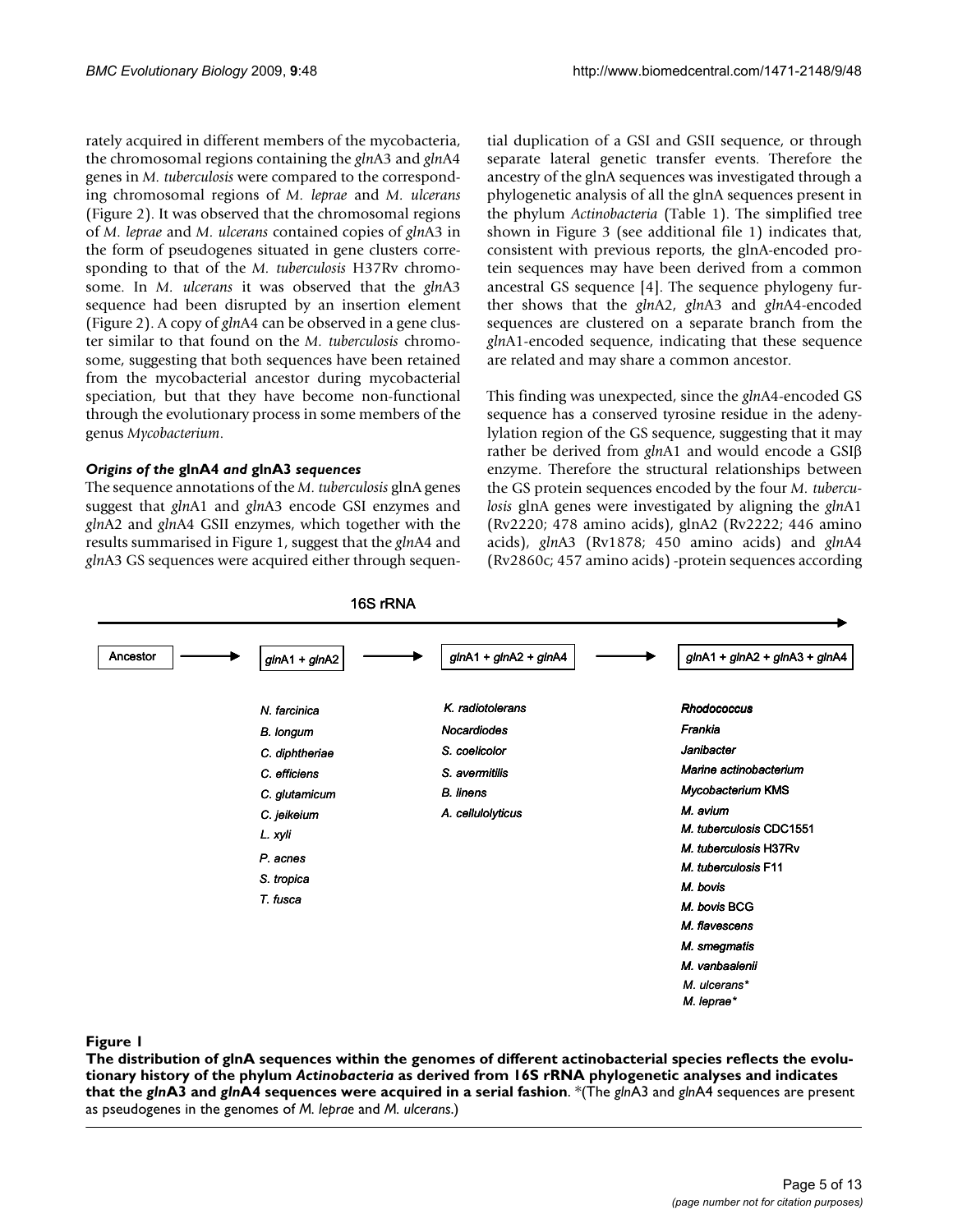rately acquired in different members of the mycobacteria, the chromosomal regions containing the *gln*A3 and *gln*A4 genes in *M. tuberculosis* were compared to the corresponding chromosomal regions of *M. leprae* and *M. ulcerans* (Figure 2). It was observed that the chromosomal regions of *M. leprae* and *M. ulcerans* contained copies of *gln*A3 in the form of pseudogenes situated in gene clusters corresponding to that of the *M. tuberculosis* H37Rv chromosome. In *M. ulcerans* it was observed that the *gln*A3 sequence had been disrupted by an insertion element (Figure 2). A copy of *gln*A4 can be observed in a gene cluster similar to that found on the *M. tuberculosis* chromosome, suggesting that both sequences have been retained from the mycobacterial ancestor during mycobacterial speciation, but that they have become non-functional through the evolutionary process in some members of the genus *Mycobacterium*.

### *Origins of the* glnA4 *and* glnA3 *sequences*

The sequence annotations of the *M. tuberculosis* glnA genes suggest that *gln*A1 and *gln*A3 encode GSI enzymes and *gln*A2 and *gln*A4 GSII enzymes, which together with the results summarised in Figure 1, suggest that the *gln*A4 and *gln*A3 GS sequences were acquired either through sequential duplication of a GSI and GSII sequence, or through separate lateral genetic transfer events. Therefore the ancestry of the glnA sequences was investigated through a phylogenetic analysis of all the glnA sequences present in the phylum *Actinobacteria* (Table 1). The simplified tree shown in Figure 3 (see additional file 1) indicates that, consistent with previous reports, the glnA-encoded protein sequences may have been derived from a common ancestral GS sequence [4]. The sequence phylogeny further shows that the *gln*A2, *gln*A3 and *gln*A4-encoded sequences are clustered on a separate branch from the *gln*A1-encoded sequence, indicating that these sequence are related and may share a common ancestor.

This finding was unexpected, since the *gln*A4-encoded GS sequence has a conserved tyrosine residue in the adenylylation region of the GS sequence, suggesting that it may rather be derived from *gln*A1 and would encode a GSIβ enzyme. Therefore the structural relationships between the GS protein sequences encoded by the four *M. tuberculosis* glnA genes were investigated by aligning the *gln*A1 (Rv2220; 478 amino acids), glnA2 (Rv2222; 446 amino acids), *gln*A3 (Rv1878; 450 amino acids) and *gln*A4 (Rv2860c; 457 amino acids) -protein sequences according

16S rRNA →

| Ancestor → | *gln*A1 + *gln*A2 → | *gln*A1 + *gln*A2 + *gln*A4 → | *gln*A1 + *gln*A2 + *gln*A3 + *gln*A4 |
|---|---|---|---|
| | *N. farcinica* | *K. radiotolerans* | *Rhodococcus* |
| | *B. longum* | *Nocardiodes* | *Frankia* |
| | *C. diphtheriae* | *S. coelicolor* | *Janibacter* |
| | *C. efficiens* | *S. avermitilis* | *Marine actinobacterium* |
| | *C. glutamicum* | *B. linens* | *Mycobacterium* KMS |
| | *C. jeikeium* | *A. cellulolyticus* | *M. avium* |
| | *L. xyli* | | *M. tuberculosis* CDC1551 |
| | *P. acnes* | | *M. tuberculosis* H37Rv |
| | *S. tropica* | | *M. tuberculosis* F11 |
| | *T. fusca* | | *M. bovis* |
| | | | *M. bovis* BCG |
| | | | *M. flavescens* |
| | | | *M. smegmatis* |
| | | | *M. vanbaalenii* |
| | | | *M. ulcerans*\* |
| | | | *M. leprae*\* |

**Figure 1**

**The distribution of glnA sequences within the genomes of different actinobacterial species reflects the evolutionary history of the phylum *Actinobacteria* as derived from 16S rRNA phylogenetic analyses and indicates that the *gln*A3 and *gln*A4 sequences were acquired in a serial fashion**. *(The *gln*A3 and *gln*A4 sequences are present as pseudogenes in the genomes of *M. leprae* and *M. ulcerans*.)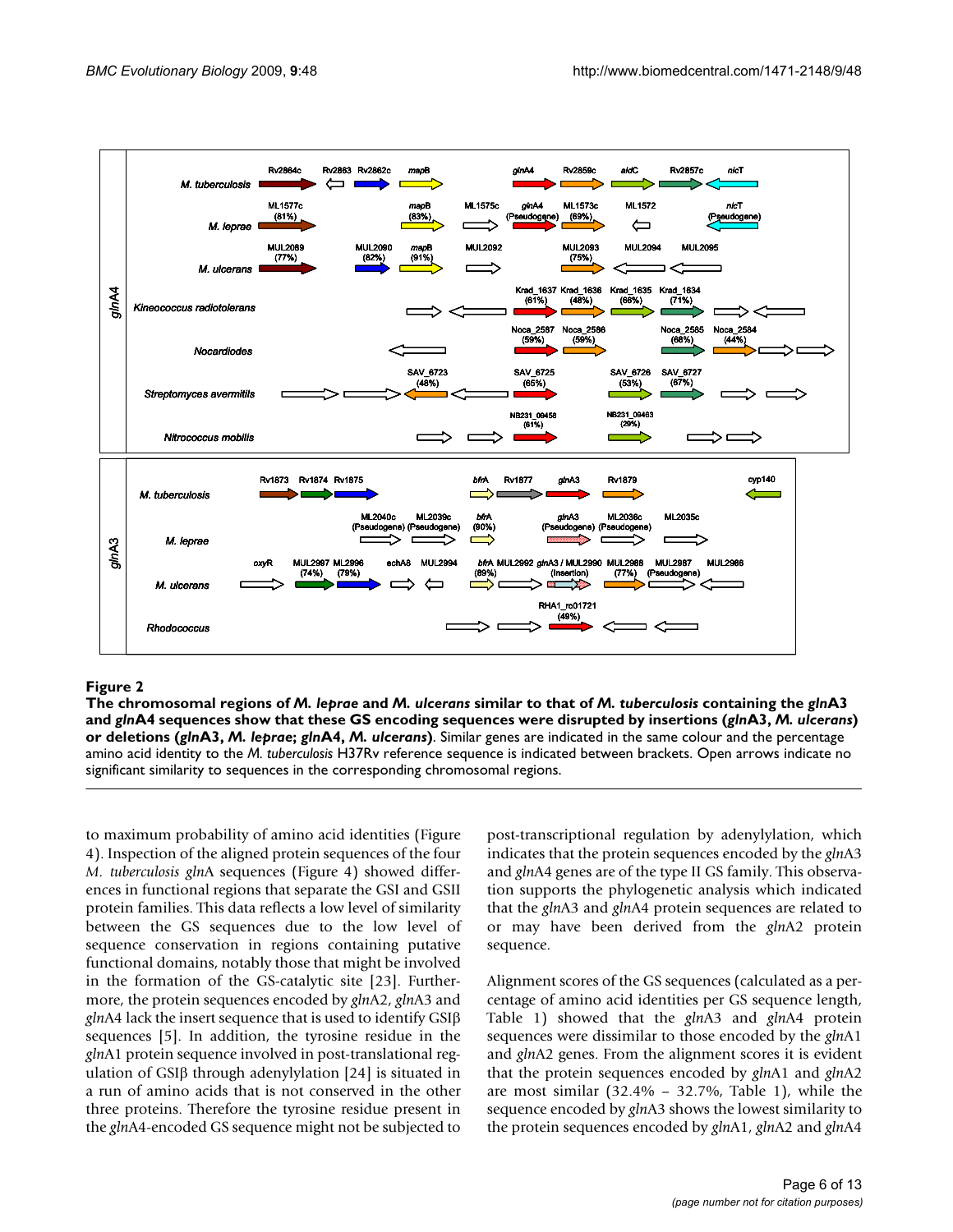**Figure 2**

**The chromosomal regions of *M. leprae* and *M. ulcerans* similar to that of *M. tuberculosis* containing the *gln*A3 and *gln*A4 sequences show that these GS encoding sequences were disrupted by insertions (*gln*A3, *M. ulcerans*) or deletions (*gln*A3, *M. leprae*; *gln*A4, *M. ulcerans*)**. Similar genes are indicated in the same colour and the percentage amino acid identity to the *M. tuberculosis* H37Rv reference sequence is indicated between brackets. Open arrows indicate no significant similarity to sequences in the corresponding chromosomal regions.

to maximum probability of amino acid identities (Figure 4). Inspection of the aligned protein sequences of the four *M. tuberculosis gln*A sequences (Figure 4) showed differences in functional regions that separate the GSI and GSII protein families. This data reflects a low level of similarity between the GS sequences due to the low level of sequence conservation in regions containing putative functional domains, notably those that might be involved in the formation of the GS-catalytic site [23]. Furthermore, the protein sequences encoded by *gln*A2, *gln*A3 and *gln*A4 lack the insert sequence that is used to identify GSIβ sequences [5]. In addition, the tyrosine residue in the *gln*A1 protein sequence involved in post-translational regulation of GSIβ through adenylylation [24] is situated in a run of amino acids that is not conserved in the other three proteins. Therefore the tyrosine residue present in the *gln*A4-encoded GS sequence might not be subjected to post-transcriptional regulation by adenylylation, which indicates that the protein sequences encoded by the *gln*A3 and *gln*A4 genes are of the type II GS family. This observation supports the phylogenetic analysis which indicated that the *gln*A3 and *gln*A4 protein sequences are related to or may have been derived from the *gln*A2 protein sequence.

Alignment scores of the GS sequences (calculated as a percentage of amino acid identities per GS sequence length, Table 1) showed that the *gln*A3 and *gln*A4 protein sequences were dissimilar to those encoded by the *gln*A1 and *gln*A2 genes. From the alignment scores it is evident that the protein sequences encoded by *gln*A1 and *gln*A2 are most similar (32.4% – 32.7%, Table 1), while the sequence encoded by *gln*A3 shows the lowest similarity to the protein sequences encoded by *gln*A1, *gln*A2 and *gln*A4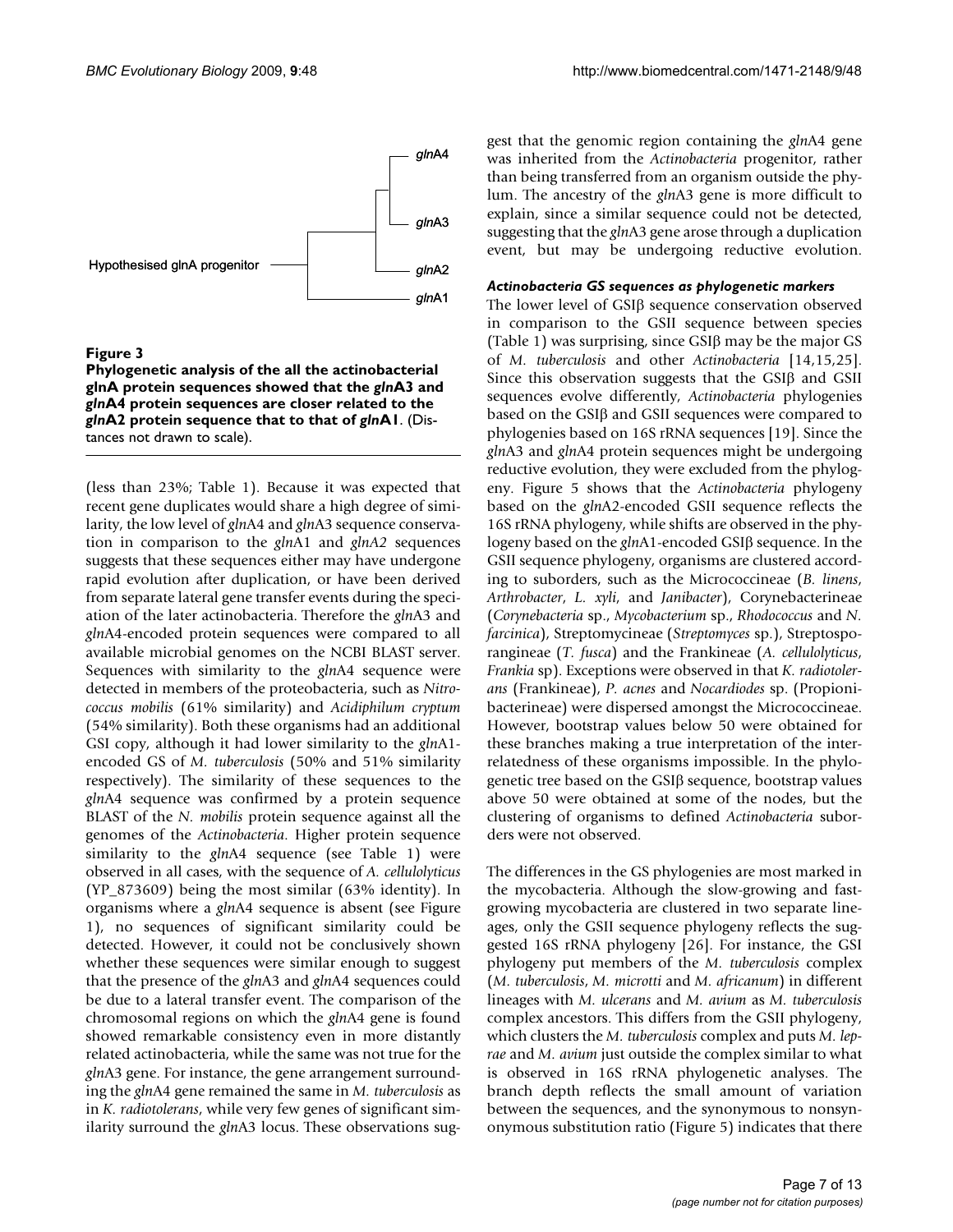Hypothesised glnA progenitor — glnA4, glnA3, glnA2, glnA1

**Figure 3**

**Phylogenetic analysis of the all the actinobacterial glnA protein sequences showed that the *gln*A3 and *gln*A4 protein sequences are closer related to the *gln*A2 protein sequence that to that of *gln*A1**. (Distances not drawn to scale).

(less than 23%; Table 1). Because it was expected that recent gene duplicates would share a high degree of similarity, the low level of *gln*A4 and *gln*A3 sequence conservation in comparison to the *gln*A1 and *glnA2* sequences suggests that these sequences either may have undergone rapid evolution after duplication, or have been derived from separate lateral gene transfer events during the speciation of the later actinobacteria. Therefore the *gln*A3 and *gln*A4-encoded protein sequences were compared to all available microbial genomes on the NCBI BLAST server. Sequences with similarity to the *gln*A4 sequence were detected in members of the proteobacteria, such as *Nitrococcus mobilis* (61% similarity) and *Acidiphilum cryptum* (54% similarity). Both these organisms had an additional GSI copy, although it had lower similarity to the *gln*A1-encoded GS of *M. tuberculosis* (50% and 51% similarity respectively). The similarity of these sequences to the *gln*A4 sequence was confirmed by a protein sequence BLAST of the *N. mobilis* protein sequence against all the genomes of the *Actinobacteria*. Higher protein sequence similarity to the *gln*A4 sequence (see Table 1) were observed in all cases, with the sequence of *A. cellulolyticus* (YP_873609) being the most similar (63% identity). In organisms where a *gln*A4 sequence is absent (see Figure 1), no sequences of significant similarity could be detected. However, it could not be conclusively shown whether these sequences were similar enough to suggest that the presence of the *gln*A3 and *gln*A4 sequences could be due to a lateral transfer event. The comparison of the chromosomal regions on which the *gln*A4 gene is found showed remarkable consistency even in more distantly related actinobacteria, while the same was not true for the *gln*A3 gene. For instance, the gene arrangement surrounding the *gln*A4 gene remained the same in *M. tuberculosis* as in *K. radiotolerans*, while very few genes of significant similarity surround the *gln*A3 locus. These observations suggest that the genomic region containing the *gln*A4 gene was inherited from the *Actinobacteria* progenitor, rather than being transferred from an organism outside the phylum. The ancestry of the *gln*A3 gene is more difficult to explain, since a similar sequence could not be detected, suggesting that the *gln*A3 gene arose through a duplication event, but may be undergoing reductive evolution.

### *Actinobacteria GS sequences as phylogenetic markers*

The lower level of GSIβ sequence conservation observed in comparison to the GSII sequence between species (Table 1) was surprising, since GSIβ may be the major GS of *M. tuberculosis* and other *Actinobacteria* [14,15,25]. Since this observation suggests that the GSIβ and GSII sequences evolve differently, *Actinobacteria* phylogenies based on the GSIβ and GSII sequences were compared to phylogenies based on 16S rRNA sequences [19]. Since the *gln*A3 and *gln*A4 protein sequences might be undergoing reductive evolution, they were excluded from the phylogeny. Figure 5 shows that the *Actinobacteria* phylogeny based on the *gln*A2-encoded GSII sequence reflects the 16S rRNA phylogeny, while shifts are observed in the phylogeny based on the *gln*A1-encoded GSIβ sequence. In the GSII sequence phylogeny, organisms are clustered according to suborders, such as the Micrococcineae (*B. linens*, *Arthrobacter*, *L. xyli*, and *Janibacter*), Corynebacterineae (*Corynebacteria* sp., *Mycobacterium* sp., *Rhodococcus* and *N. farcinica*), Streptomycineae (*Streptomyces* sp.), Streptosporangineae (*T. fusca*) and the Frankineae (*A. cellulolyticus*, *Frankia* sp). Exceptions were observed in that *K. radiotolerans* (Frankineae), *P. acnes* and *Nocardiodes* sp. (Propionibacterineae) were dispersed amongst the Micrococcineae. However, bootstrap values below 50 were obtained for these branches making a true interpretation of the interrelatedness of these organisms impossible. In the phylogenetic tree based on the GSIβ sequence, bootstrap values above 50 were obtained at some of the nodes, but the clustering of organisms to defined *Actinobacteria* suborders were not observed.

The differences in the GS phylogenies are most marked in the mycobacteria. Although the slow-growing and fast-growing mycobacteria are clustered in two separate lineages, only the GSII sequence phylogeny reflects the suggested 16S rRNA phylogeny [26]. For instance, the GSI phylogeny put members of the *M. tuberculosis* complex (*M. tuberculosis*, *M. microtti* and *M. africanum*) in different lineages with *M. ulcerans* and *M. avium* as *M. tuberculosis* complex ancestors. This differs from the GSII phylogeny, which clusters the *M. tuberculosis* complex and puts *M. leprae* and *M. avium* just outside the complex similar to what is observed in 16S rRNA phylogenetic analyses. The branch depth reflects the small amount of variation between the sequences, and the synonymous to nonsynonymous substitution ratio (Figure 5) indicates that there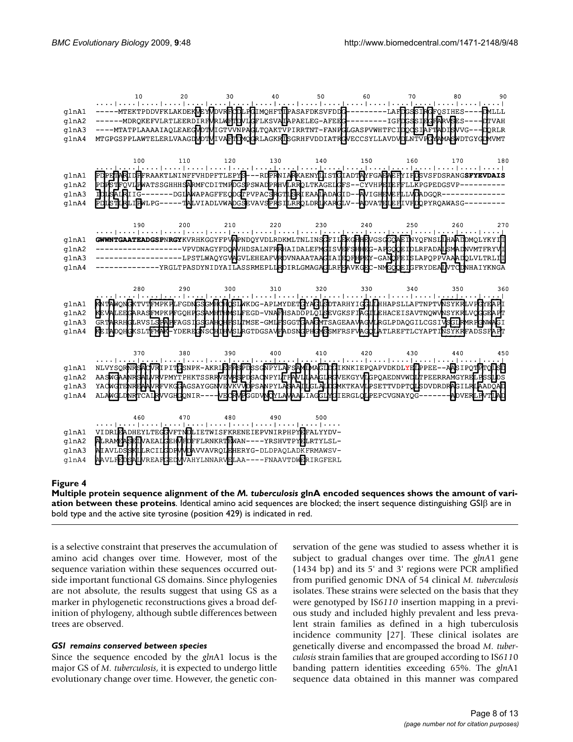```
              10        20        30        40        50        60        70        80        90
      ....|....|....|....|....|....|....|....|....|....|....|....|....|....|....|....|....|....|
glnA1 -----MTEKTPDDVFKLAKDEKVEYVDVRFCDLPGIMQHFTIPASAFDKSVFDDG---------LAFDGSSIRGFQSIHES----DMLLL
glnA2 ------MDRQKEFVLRTLEERDIRFVRLWFTDVLGFLKSVAIAPAELEG-AFEEG---------IGFDGSSIEGFARVSES----DTVAH
glnA3 ----MTATPLAAAAIAQLEAEGVDTVIGTVVNPAGLTQAKTVPIRRTNT-FANPGLGASPVWHTFCIDQCSIAFTADISVVG---DQRLR
glnA4 MTGPGSPPLAWTELERLVAAGDVDTVIVAFTDMQGRLAGKRISGRHFVDDIATRGVECCSYLLAVDVDLNTVPGYAMASWDTGYGDMVMT

             100       110       120       130       140       150       160       170       180
      ....|....|....|....|....|....|....|....|....|....|....|....|....|....|....|....|....|....|
glnA1 PDPETARIDPFRAAKTLNINFFVHDPFTLEPYS---RDPRNIARKAENYLISTGIADTAYFGAEAEFYIFDSVSFDSRANGSFYEVDAIS
glnA2 PDPSTFQVLPWATSSGHHHSARMFCDITMPDGSPSWADPRHVLRRQLTKAGELGFS--CYVHPEIEFFLLKPGPEDGSVP---------
glnA3 IDLSALRIIG-------DGLAWAPAGFFEQDGTPVPACSRGTLSRIEAALADAGID--AVIGHEVEFLLVDADGQR-------------
glnA4 PDLSTLRLIPWLPG-----TALVIADLVWADGSEVAVSPRSILRRQLDRLKARGLV--ADVATELEFIVFDQPYRQAWASG--------

             190       200       210       220       230       240       250       260       270
      ....|....|....|....|....|....|....|....|....|....|....|....|....|....|....|....|....|....|
glnA1 GWWNTGAATEADGSPNRGYKVRHKGGYFPVAPNDQYVDLRDKMLTNLINSGFILEKGHHEVGSGGQAEINYQFNSLLHAADDMQLYKYII
glnA2 ------------------VPVDNAGYFDQAVHDSALNFRRHAIDALEFMGISVEFSHHEG-APGQQEIDLRFADALSMADNVMTFRYVI
glnA3 ------------------LPSTLWAQYGVAGVLEHEAFVRDVNAAATAAGIAIEQFHPEY-GANQFEISLAPQPPVAAADQLVLTRLII
glnA4 -------------YRGLTPASDYNIDYAILASSRMEPLLRDIRLGMAGAGLRFEAVKGEC-NMGQQEIGFRYDEALVTCDNHAIYKNGA

             280       290       300       310       320       330       340       350       360
      ....|....|....|....|....|....|....|....|....|....|....|....|....|....|....|....|....|....|
glnA1 KNTAWQNGKTVTFMPKPLFGDNGSGMHCHQSLWKDG-APLMYDETGYAGLSDTARHYIGGLLHHAPSLLAFTNPTVNSYKRLVPGYEAPI
glnA2 KEVALEEGARASFMPKPFGQHPGSAMHTHMSLFEGD-VNAFHSADDPLQLSEVGKSFIAGILEHACEISAVTNQWVNSYKRLVQGGEAPT
glnA3 GRTARRHGLRVSLSPAPFAGSIGSGAHQHFSLTMSE-GMLFSGGTGAAGMTSAGEAAVAGVLRGLPDAQGILCGSIVSGLRMRPGNWAGI
glnA4 KEIADQHGKSLTFMAK-YDEREGNSCHIHVSLRGTDGSAVFADSNGPHGMSSMFRSFVAGQLATLREFTLCYAPTINSYKRFADSSFAPT

             370       380       390       400       410       420       430       440       450
      ....|....|....|....|....|....|....|....|....|....|....|....|....|....|....|....|....|....|
glnA1 NLVYSQRNRSACVRIPITGSNPK-AKRLEFRSPDSSGNPYLAFSAMLMAGLDGIKNKIEPQAPVDKDLYELPPEE--AASIPQTPTQLSD
glnA2 AASWGAANRSALVRVPMYTPHKTSSRRVEVRSPDSACNPYLTFAVLLAAGLRGVEKGYVLGPQAEDNVWDLTPEERRAMGYRELPSSLDS
glnA3 YACWGTENREAAVRFVKGGAGSAYGGNVEVKVVDPSANPYLASAAILGLALDGMKTKAVLPSETTVDPTQLSDVDRDRAGILRLAADQAD
glnA4 ALAWGLDNRTCALRVVGHGQNIR----VECRVPGGDVNQYLAVAALIAGGLYGIERGLQLPEPCVGNAYQG-------ADVERLPVTLAD

             460       470       480       490       500
      ....|....|....|....|....|....|....|....|....|....
glnA1 VIDRLEADHEYLTEGGVFTNDLIETWISFKRENEIEPVNIRPHPYEFALYYDV-
glnA2 ALRAMEASELVAEALGEHVFDFFLRNKRTEWAN----YRSHVTPYELRTYLSL-
glnA3 AIAVLDSSKLLRCILGDPVVDAVVAVRQLEHERYG-DLDPAQLADKFRMAWSV-
glnA4 AAVLFEDSALVREAFGEDVVAHYLNNARVELAA----FNAAVTDWERIRGFERL
```

**Figure 4**

**Multiple protein sequence alignment of the *M. tuberculosis* glnA encoded sequences shows the amount of variation between these proteins**. Identical amino acid sequences are blocked; the insert sequence distinguishing GSIβ are in bold type and the active site tyrosine (position 429) is indicated in red.

is a selective constraint that preserves the accumulation of amino acid changes over time. However, most of the sequence variation within these sequences occurred outside important functional GS domains. Since phylogenies are not absolute, the results suggest that using GS as a marker in phylogenetic reconstructions gives a broad definition of phylogeny, although subtle differences between trees are observed.

### *GSI remains conserved between species*

Since the sequence encoded by the *gln*A1 locus is the major GS of *M. tuberculosis*, it is expected to undergo little evolutionary change over time. However, the genetic conservation of the gene was studied to assess whether it is subject to gradual changes over time. The *gln*A1 gene (1434 bp) and its 5' and 3' regions were PCR amplified from purified genomic DNA of 54 clinical *M. tuberculosis* isolates. These strains were selected on the basis that they were genotyped by IS*6110* insertion mapping in a previous study and included highly prevalent and less prevalent strain families as defined in a high tuberculosis incidence community [27]. These clinical isolates are genetically diverse and encompassed the broad *M. tuberculosis* strain families that are grouped according to IS*6110* banding pattern identities exceeding 65%. The *gln*A1 sequence data obtained in this manner was compared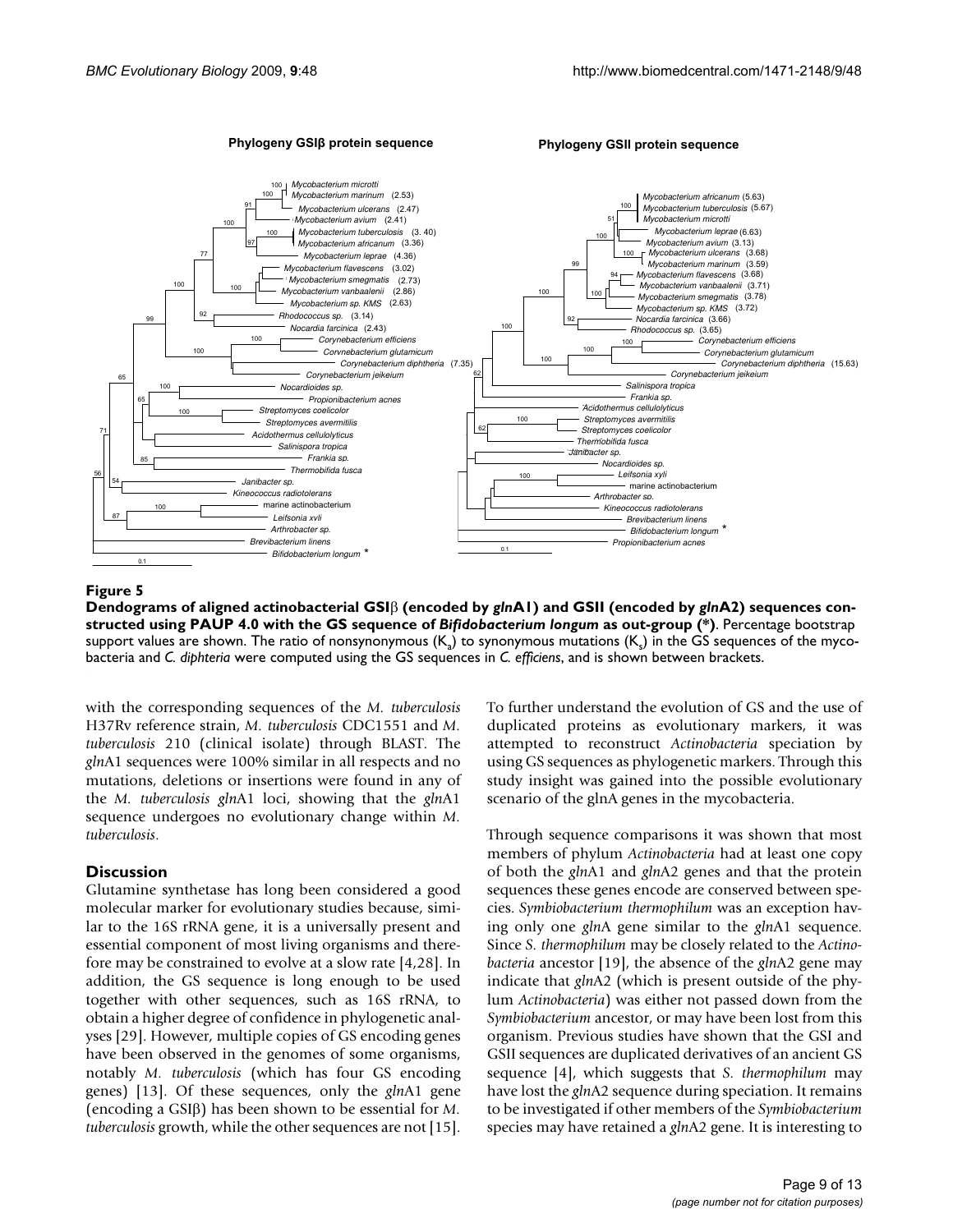**Figure 5**

**Dendograms of aligned actinobacterial GSIβ (encoded by *gln*A1) and GSII (encoded by *gln*A2) sequences constructed using PAUP 4.0 with the GS sequence of *Bifidobacterium longum* as out-group (*)**. Percentage bootstrap support values are shown. The ratio of nonsynonymous ($K_a$) to synonymous mutations ($K_s$) in the GS sequences of the mycobacteria and *C. diphteria* were computed using the GS sequences in *C. efficiens*, and is shown between brackets.

with the corresponding sequences of the *M. tuberculosis* H37Rv reference strain, *M. tuberculosis* CDC1551 and *M. tuberculosis* 210 (clinical isolate) through BLAST. The *gln*A1 sequences were 100% similar in all respects and no mutations, deletions or insertions were found in any of the *M. tuberculosis glnA*1 loci, showing that the *gln*A1 sequence undergoes no evolutionary change within *M. tuberculosis*.

## Discussion

Glutamine synthetase has long been considered a good molecular marker for evolutionary studies because, similar to the 16S rRNA gene, it is a universally present and essential component of most living organisms and therefore may be constrained to evolve at a slow rate [4,28]. In addition, the GS sequence is long enough to be used together with other sequences, such as 16S rRNA, to obtain a higher degree of confidence in phylogenetic analyses [29]. However, multiple copies of GS encoding genes have been observed in the genomes of some organisms, notably *M. tuberculosis* (which has four GS encoding genes) [13]. Of these sequences, only the *gln*A1 gene (encoding a GSIβ) has been shown to be essential for *M. tuberculosis* growth, while the other sequences are not [15].

To further understand the evolution of GS and the use of duplicated proteins as evolutionary markers, it was attempted to reconstruct *Actinobacteria* speciation by using GS sequences as phylogenetic markers. Through this study insight was gained into the possible evolutionary scenario of the glnA genes in the mycobacteria.

Through sequence comparisons it was shown that most members of phylum *Actinobacteria* had at least one copy of both the *gln*A1 and *gln*A2 genes and that the protein sequences these genes encode are conserved between species. *Symbiobacterium thermophilum* was an exception having only one *gln*A gene similar to the *gln*A1 sequence. Since *S. thermophilum* may be closely related to the *Actinobacteria* ancestor [19], the absence of the *gln*A2 gene may indicate that *gln*A2 (which is present outside of the phylum *Actinobacteria*) was either not passed down from the *Symbiobacterium* ancestor, or may have been lost from this organism. Previous studies have shown that the GSI and GSII sequences are duplicated derivatives of an ancient GS sequence [4], which suggests that *S. thermophilum* may have lost the *gln*A2 sequence during speciation. It remains to be investigated if other members of the *Symbiobacterium* species may have retained a *gln*A2 gene. It is interesting to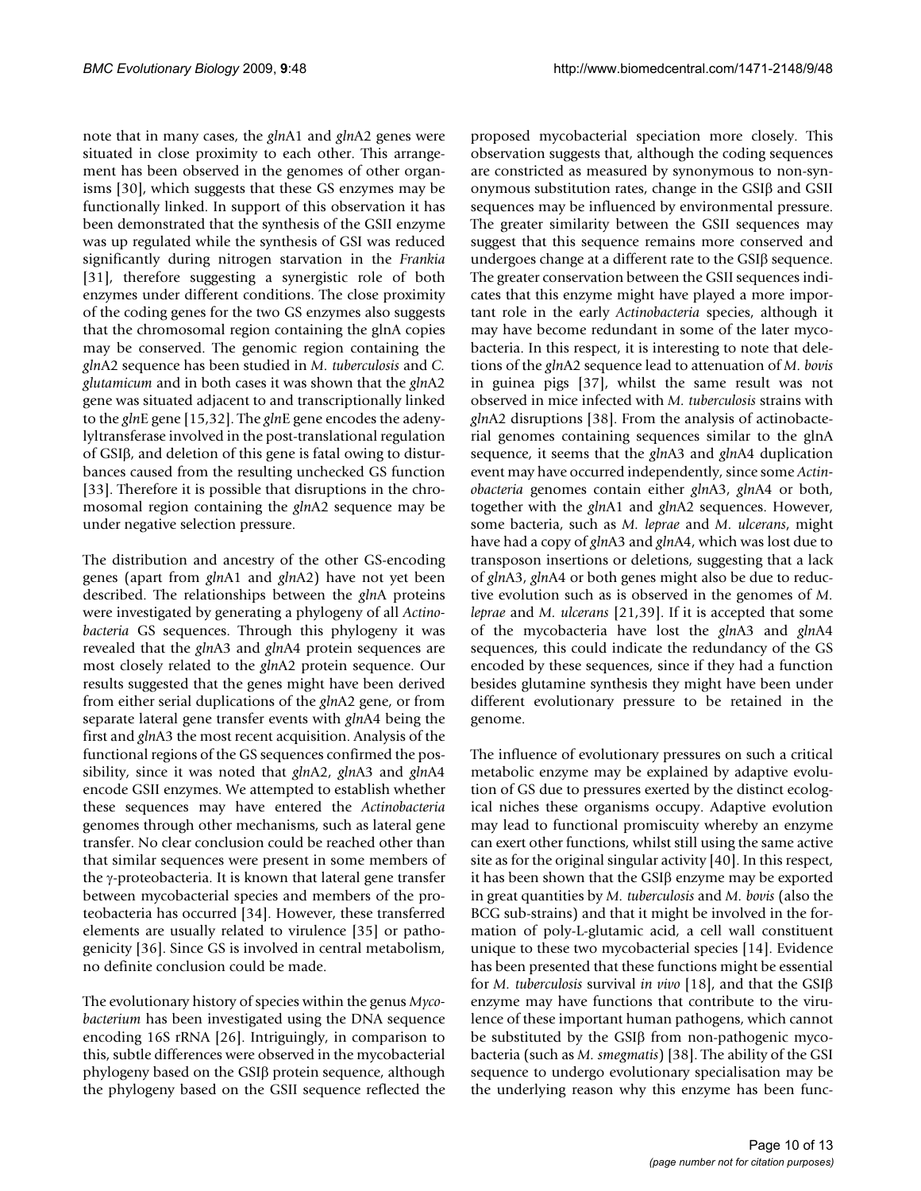note that in many cases, the *gln*A1 and *gln*A2 genes were situated in close proximity to each other. This arrangement has been observed in the genomes of other organisms [30], which suggests that these GS enzymes may be functionally linked. In support of this observation it has been demonstrated that the synthesis of the GSII enzyme was up regulated while the synthesis of GSI was reduced significantly during nitrogen starvation in the *Frankia* [31], therefore suggesting a synergistic role of both enzymes under different conditions. The close proximity of the coding genes for the two GS enzymes also suggests that the chromosomal region containing the glnA copies may be conserved. The genomic region containing the *gln*A2 sequence has been studied in *M. tuberculosis* and *C. glutamicum* and in both cases it was shown that the *gln*A2 gene was situated adjacent to and transcriptionally linked to the *gln*E gene [15,32]. The *gln*E gene encodes the adenylyltransferase involved in the post-translational regulation of GSIβ, and deletion of this gene is fatal owing to disturbances caused from the resulting unchecked GS function [33]. Therefore it is possible that disruptions in the chromosomal region containing the *gln*A2 sequence may be under negative selection pressure.

The distribution and ancestry of the other GS-encoding genes (apart from *gln*A1 and *gln*A2) have not yet been described. The relationships between the *gln*A proteins were investigated by generating a phylogeny of all *Actinobacteria* GS sequences. Through this phylogeny it was revealed that the *gln*A3 and *gln*A4 protein sequences are most closely related to the *gln*A2 protein sequence. Our results suggested that the genes might have been derived from either serial duplications of the *gln*A2 gene, or from separate lateral gene transfer events with *gln*A4 being the first and *gln*A3 the most recent acquisition. Analysis of the functional regions of the GS sequences confirmed the possibility, since it was noted that *gln*A2, *gln*A3 and *gln*A4 encode GSII enzymes. We attempted to establish whether these sequences may have entered the *Actinobacteria* genomes through other mechanisms, such as lateral gene transfer. No clear conclusion could be reached other than that similar sequences were present in some members of the γ-proteobacteria. It is known that lateral gene transfer between mycobacterial species and members of the proteobacteria has occurred [34]. However, these transferred elements are usually related to virulence [35] or pathogenicity [36]. Since GS is involved in central metabolism, no definite conclusion could be made.

The evolutionary history of species within the genus *Mycobacterium* has been investigated using the DNA sequence encoding 16S rRNA [26]. Intriguingly, in comparison to this, subtle differences were observed in the mycobacterial phylogeny based on the GSIβ protein sequence, although the phylogeny based on the GSII sequence reflected the proposed mycobacterial speciation more closely. This observation suggests that, although the coding sequences are constricted as measured by synonymous to non-synonymous substitution rates, change in the GSIβ and GSII sequences may be influenced by environmental pressure. The greater similarity between the GSII sequences may suggest that this sequence remains more conserved and undergoes change at a different rate to the GSIβ sequence. The greater conservation between the GSII sequences indicates that this enzyme might have played a more important role in the early *Actinobacteria* species, although it may have become redundant in some of the later mycobacteria. In this respect, it is interesting to note that deletions of the *gln*A2 sequence lead to attenuation of *M. bovis* in guinea pigs [37], whilst the same result was not observed in mice infected with *M. tuberculosis* strains with *gln*A2 disruptions [38]. From the analysis of actinobacterial genomes containing sequences similar to the glnA sequence, it seems that the *gln*A3 and *gln*A4 duplication event may have occurred independently, since some *Actinobacteria* genomes contain either *gln*A3, *gln*A4 or both, together with the *gln*A1 and *gln*A2 sequences. However, some bacteria, such as *M. leprae* and *M. ulcerans*, might have had a copy of *gln*A3 and *gln*A4, which was lost due to transposon insertions or deletions, suggesting that a lack of *gln*A3, *gln*A4 or both genes might also be due to reductive evolution such as is observed in the genomes of *M. leprae* and *M. ulcerans* [21,39]. If it is accepted that some of the mycobacteria have lost the *gln*A3 and *gln*A4 sequences, this could indicate the redundancy of the GS encoded by these sequences, since if they had a function besides glutamine synthesis they might have been under different evolutionary pressure to be retained in the genome.

The influence of evolutionary pressures on such a critical metabolic enzyme may be explained by adaptive evolution of GS due to pressures exerted by the distinct ecological niches these organisms occupy. Adaptive evolution may lead to functional promiscuity whereby an enzyme can exert other functions, whilst still using the same active site as for the original singular activity [40]. In this respect, it has been shown that the GSIβ enzyme may be exported in great quantities by *M. tuberculosis* and *M. bovis* (also the BCG sub-strains) and that it might be involved in the formation of poly-L-glutamic acid, a cell wall constituent unique to these two mycobacterial species [14]. Evidence has been presented that these functions might be essential for *M. tuberculosis* survival *in vivo* [18], and that the GSIβ enzyme may have functions that contribute to the virulence of these important human pathogens, which cannot be substituted by the GSIβ from non-pathogenic mycobacteria (such as *M. smegmatis*) [38]. The ability of the GSI sequence to undergo evolutionary specialisation may be the underlying reason why this enzyme has been func-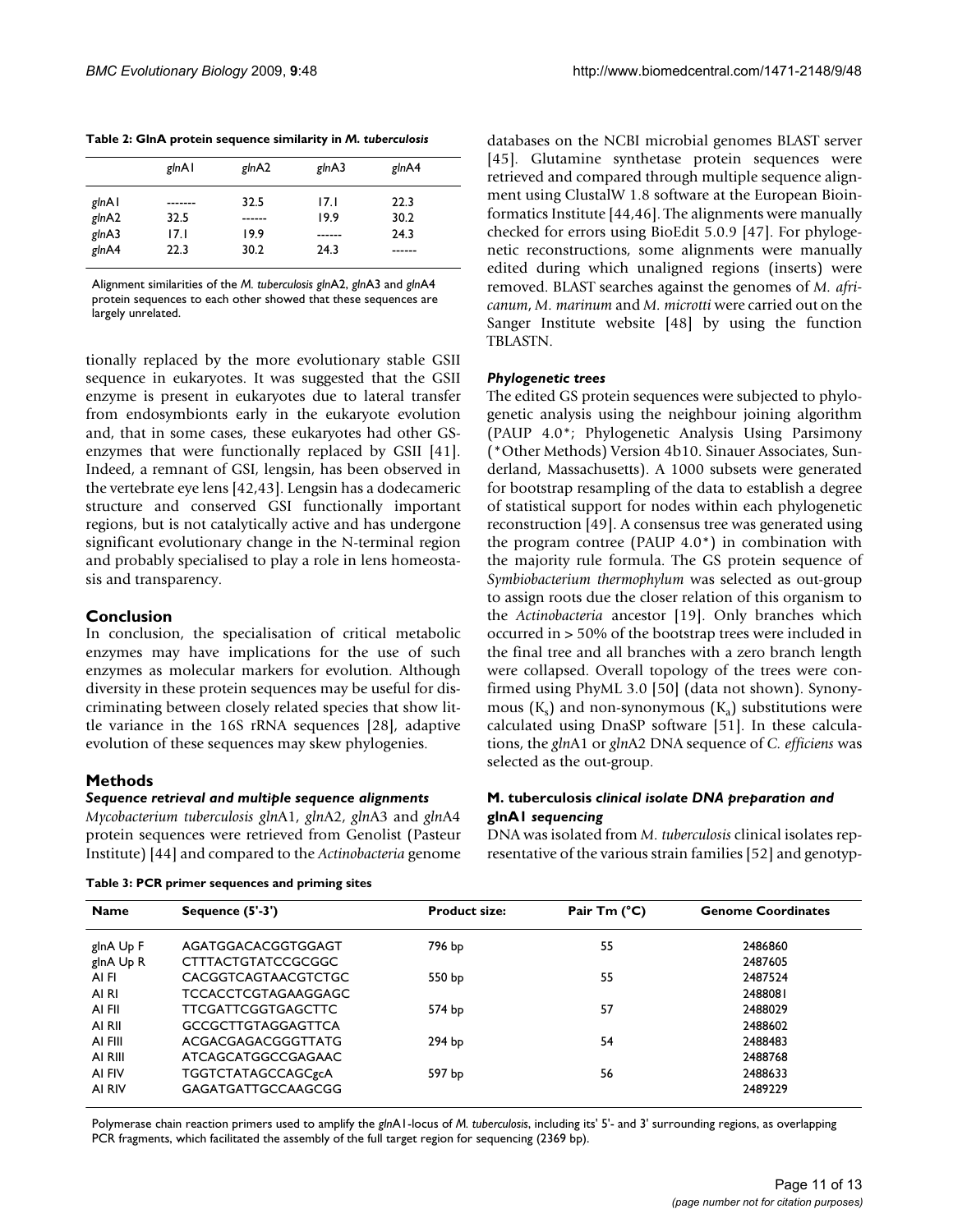**Table 2: GlnA protein sequence similarity in *M. tuberculosis***

| | *gln*A1 | *gln*A2 | *gln*A3 | *gln*A4 |
|---|---|---|---|---|
| *gln*A1 | ------- | 32.5 | 17.1 | 22.3 |
| *gln*A2 | 32.5 | ------ | 19.9 | 30.2 |
| *gln*A3 | 17.1 | 19.9 | ------ | 24.3 |
| *gln*A4 | 22.3 | 30.2 | 24.3 | ------ |

Alignment similarities of the *M. tuberculosis glnA*2, *gln*A3 and *gln*A4 protein sequences to each other showed that these sequences are largely unrelated.

tionally replaced by the more evolutionary stable GSII sequence in eukaryotes. It was suggested that the GSII enzyme is present in eukaryotes due to lateral transfer from endosymbionts early in the eukaryote evolution and, that in some cases, these eukaryotes had other GS-enzymes that were functionally replaced by GSII [41]. Indeed, a remnant of GSI, lengsin, has been observed in the vertebrate eye lens [42,43]. Lengsin has a dodecameric structure and conserved GSI functionally important regions, but is not catalytically active and has undergone significant evolutionary change in the N-terminal region and probably specialised to play a role in lens homeostasis and transparency.

## Conclusion

In conclusion, the specialisation of critical metabolic enzymes may have implications for the use of such enzymes as molecular markers for evolution. Although diversity in these protein sequences may be useful for discriminating between closely related species that show little variance in the 16S rRNA sequences [28], adaptive evolution of these sequences may skew phylogenies.

## Methods

### *Sequence retrieval and multiple sequence alignments*

*Mycobacterium tuberculosis gln*A1, *gln*A2, *gln*A3 and *gln*A4 protein sequences were retrieved from Genolist (Pasteur Institute) [44] and compared to the *Actinobacteria* genome databases on the NCBI microbial genomes BLAST server [45]. Glutamine synthetase protein sequences were retrieved and compared through multiple sequence alignment using ClustalW 1.8 software at the European Bioinformatics Institute [44,46]. The alignments were manually checked for errors using BioEdit 5.0.9 [47]. For phylogenetic reconstructions, some alignments were manually edited during which unaligned regions (inserts) were removed. BLAST searches against the genomes of *M. africanum*, *M. marinum* and *M. microtti* were carried out on the Sanger Institute website [48] by using the function TBLASTN.

### *Phylogenetic trees*

The edited GS protein sequences were subjected to phylogenetic analysis using the neighbour joining algorithm (PAUP 4.0*; Phylogenetic Analysis Using Parsimony (*Other Methods) Version 4b10. Sinauer Associates, Sunderland, Massachusetts). A 1000 subsets were generated for bootstrap resampling of the data to establish a degree of statistical support for nodes within each phylogenetic reconstruction [49]. A consensus tree was generated using the program contree (PAUP 4.0*) in combination with the majority rule formula. The GS protein sequence of *Symbiobacterium thermophylum* was selected as out-group to assign roots due the closer relation of this organism to the *Actinobacteria* ancestor [19]. Only branches which occurred in > 50% of the bootstrap trees were included in the final tree and all branches with a zero branch length were collapsed. Overall topology of the trees were confirmed using PhyML 3.0 [50] (data not shown). Synonymous ($K_s$) and non-synonymous ($K_a$) substitutions were calculated using DnaSP software [51]. In these calculations, the *gln*A1 or *gln*A2 DNA sequence of *C. efficiens* was selected as the out-group.

### M. tuberculosis *clinical isolate DNA preparation and* glnA1 *sequencing*

DNA was isolated from *M. tuberculosis* clinical isolates representative of the various strain families [52] and genotyp-

**Table 3: PCR primer sequences and priming sites**

| Name | Sequence (5'-3') | Product size: | Pair Tm (°C) | Genome Coordinates |
|---|---|---|---|---|
| glnA Up F | AGATGGACACGGTGGAGT | 796 bp | 55 | 2486860 |
| glnA Up R | CTTTACTGTATCCGCGGC | | | 2487605 |
| AI FI | CACGGTCAGTAACGTCTGC | 550 bp | 55 | 2487524 |
| AI RI | TCCACCTCGTAGAAGGAGC | | | 2488081 |
| AI FII | TTCGATTCGGTGAGCTTC | 574 bp | 57 | 2488029 |
| AI RII | GCCGCTTGTAGGAGTTCA | | | 2488602 |
| AI FIII | ACGACGAGACGGGTTATG | 294 bp | 54 | 2488483 |
| AI RIII | ATCAGCATGGCCGAGAAC | | | 2488768 |
| AI FIV | TGGTCTATAGCCAGCgcA | 597 bp | 56 | 2488633 |
| AI RIV | GAGATGATTGCCAAGCGG | | | 2489229 |

Polymerase chain reaction primers used to amplify the *gln*A1-locus of *M. tuberculosis*, including its' 5'- and 3' surrounding regions, as overlapping PCR fragments, which facilitated the assembly of the full target region for sequencing (2369 bp).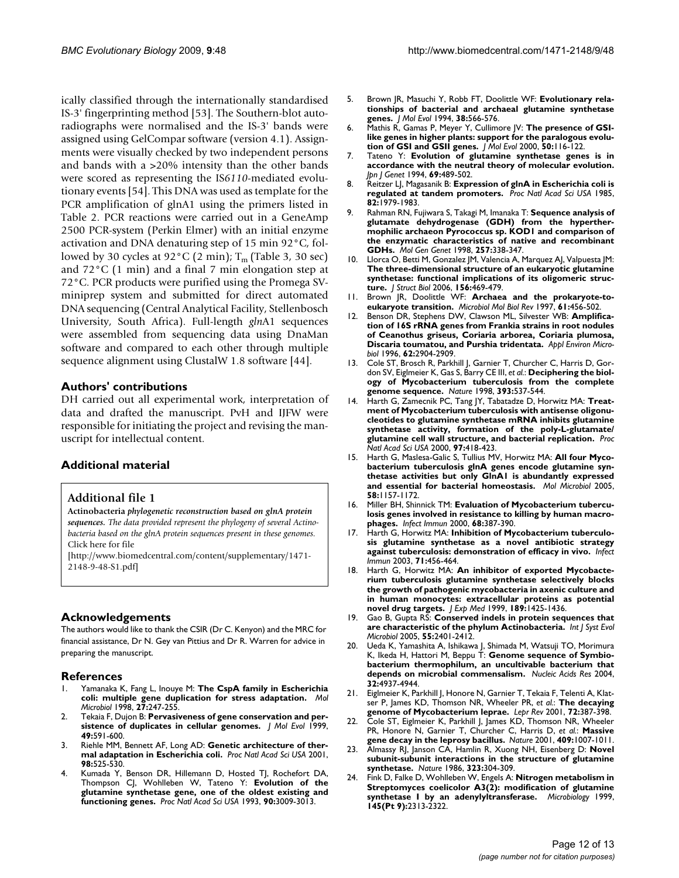ically classified through the internationally standardised IS-3' fingerprinting method [53]. The Southern-blot autoradiographs were normalised and the IS-3' bands were assigned using GelCompar software (version 4.1). Assignments were visually checked by two independent persons and bands with a >20% intensity than the other bands were scored as representing the IS*6110*-mediated evolutionary events [54]. This DNA was used as template for the PCR amplification of glnA1 using the primers listed in Table 2. PCR reactions were carried out in a GeneAmp 2500 PCR-system (Perkin Elmer) with an initial enzyme activation and DNA denaturing step of 15 min 92°C, followed by 30 cycles at 92°C (2 min); $T_m$ (Table 3, 30 sec) and 72°C (1 min) and a final 7 min elongation step at 72°C. PCR products were purified using the Promega SV-miniprep system and submitted for direct automated DNA sequencing (Central Analytical Facility, Stellenbosch University, South Africa). Full-length *gln*A1 sequences were assembled from sequencing data using DnaMan software and compared to each other through multiple sequence alignment using ClustalW 1.8 software [44].

## Authors' contributions

DH carried out all experimental work, interpretation of data and drafted the manuscript. PvH and IJFW were responsible for initiating the project and revising the manuscript for intellectual content.

## Additional material

**Additional file 1**

**Actinobacteria** *phylogenetic reconstruction based on glnA protein sequences. The data provided represent the phylogeny of several Actinobacteria based on the glnA protein sequences present in these genomes.*
Click here for file
[http://www.biomedcentral.com/content/supplementary/1471-2148-9-48-S1.pdf]

## Acknowledgements

The authors would like to thank the CSIR (Dr C. Kenyon) and the MRC for financial assistance, Dr N. Gey van Pittius and Dr R. Warren for advice in preparing the manuscript.

## References

1. Yamanaka K, Fang L, Inouye M: **The CspA family in Escherichia coli: multiple gene duplication for stress adaptation.** *Mol Microbiol* 1998, **27:**247-255.
2. Tekaia F, Dujon B: **Pervasiveness of gene conservation and persistence of duplicates in cellular genomes.** *J Mol Evol* 1999, **49:**591-600.
3. Riehle MM, Bennett AF, Long AD: **Genetic architecture of thermal adaptation in Escherichia coli.** *Proc Natl Acad Sci USA* 2001, **98:**525-530.
4. Kumada Y, Benson DR, Hillemann D, Hosted TJ, Rochefort DA, Thompson CJ, Wohlleben W, Tateno Y: **Evolution of the glutamine synthetase gene, one of the oldest existing and functioning genes.** *Proc Natl Acad Sci USA* 1993, **90:**3009-3013.
5. Brown JR, Masuchi Y, Robb FT, Doolittle WF: **Evolutionary relationships of bacterial and archaeal glutamine synthetase genes.** *J Mol Evol* 1994, **38:**566-576.
6. Mathis R, Gamas P, Meyer Y, Cullimore JV: **The presence of GSI-like genes in higher plants: support for the paralogous evolution of GSI and GSII genes.** *J Mol Evol* 2000, **50:**116-122.
7. Tateno Y: **Evolution of glutamine synthetase genes is in accordance with the neutral theory of molecular evolution.** *Jpn J Genet* 1994, **69:**489-502.
8. Reitzer LJ, Magasanik B: **Expression of glnA in Escherichia coli is regulated at tandem promoters.** *Proc Natl Acad Sci USA* 1985, **82:**1979-1983.
9. Rahman RN, Fujiwara S, Takagi M, Imanaka T: **Sequence analysis of glutamate dehydrogenase (GDH) from the hyperthermophilic archaeon Pyrococcus sp. KOD1 and comparison of the enzymatic characteristics of native and recombinant GDHs.** *Mol Gen Genet* 1998, **257:**338-347.
10. Llorca O, Betti M, Gonzalez JM, Valencia A, Marquez AJ, Valpuesta JM: **The three-dimensional structure of an eukaryotic glutamine synthetase: functional implications of its oligomeric structure.** *J Struct Biol* 2006, **156:**469-479.
11. Brown JR, Doolittle WF: **Archaea and the prokaryote-to-eukaryote transition.** *Microbiol Mol Biol Rev* 1997, **61:**456-502.
12. Benson DR, Stephens DW, Clawson ML, Silvester WB: **Amplification of 16S rRNA genes from Frankia strains in root nodules of Ceanothus griseus, Coriaria arborea, Coriaria plumosa, Discaria toumatou, and Purshia tridentata.** *Appl Environ Microbiol* 1996, **62:**2904-2909.
13. Cole ST, Brosch R, Parkhill J, Garnier T, Churcher C, Harris D, Gordon SV, Eiglmeier K, Gas S, Barry CE III, *et al.*: **Deciphering the biology of Mycobacterium tuberculosis from the complete genome sequence.** *Nature* 1998, **393:**537-544.
14. Harth G, Zamecnik PC, Tang JY, Tabatadze D, Horwitz MA: **Treatment of Mycobacterium tuberculosis with antisense oligonucleotides to glutamine synthetase mRNA inhibits glutamine synthetase activity, formation of the poly-L-glutamate/glutamine cell wall structure, and bacterial replication.** *Proc Natl Acad Sci USA* 2000, **97:**418-423.
15. Harth G, Maslesa-Galic S, Tullius MV, Horwitz MA: **All four Mycobacterium tuberculosis glnA genes encode glutamine synthetase activities but only GlnA1 is abundantly expressed and essential for bacterial homeostasis.** *Mol Microbiol* 2005, **58:**1157-1172.
16. Miller BH, Shinnick TM: **Evaluation of Mycobacterium tuberculosis genes involved in resistance to killing by human macrophages.** *Infect Immun* 2000, **68:**387-390.
17. Harth G, Horwitz MA: **Inhibition of Mycobacterium tuberculosis glutamine synthetase as a novel antibiotic strategy against tuberculosis: demonstration of efficacy in vivo.** *Infect Immun* 2003, **71:**456-464.
18. Harth G, Horwitz MA: **An inhibitor of exported Mycobacterium tuberculosis glutamine synthetase selectively blocks the growth of pathogenic mycobacteria in axenic culture and in human monocytes: extracellular proteins as potential novel drug targets.** *J Exp Med* 1999, **189:**1425-1436.
19. Gao B, Gupta RS: **Conserved indels in protein sequences that are characteristic of the phylum Actinobacteria.** *Int J Syst Evol Microbiol* 2005, **55:**2401-2412.
20. Ueda K, Yamashita A, Ishikawa J, Shimada M, Watsuji TO, Morimura K, Ikeda H, Hattori M, Beppu T: **Genome sequence of Symbiobacterium thermophilum, an uncultivable bacterium that depends on microbial commensalism.** *Nucleic Acids Res* 2004, **32:**4937-4944.
21. Eiglmeier K, Parkhill J, Honore N, Garnier T, Tekaia F, Telenti A, Klatser P, James KD, Thomson NR, Wheeler PR, *et al.*: **The decaying genome of Mycobacterium leprae.** *Lepr Rev* 2001, **72:**387-398.
22. Cole ST, Eiglmeier K, Parkhill J, James KD, Thomson NR, Wheeler PR, Honore N, Garnier T, Churcher C, Harris D, *et al.*: **Massive gene decay in the leprosy bacillus.** *Nature* 2001, **409:**1007-1011.
23. Almassy RJ, Janson CA, Hamlin R, Xuong NH, Eisenberg D: **Novel subunit-subunit interactions in the structure of glutamine synthetase.** *Nature* 1986, **323:**304-309.
24. Fink D, Falke D, Wohlleben W, Engels A: **Nitrogen metabolism in Streptomyces coelicolor A3(2): modification of glutamine synthetase I by an adenylyltransferase.** *Microbiology* 1999, **145(Pt 9):**2313-2322.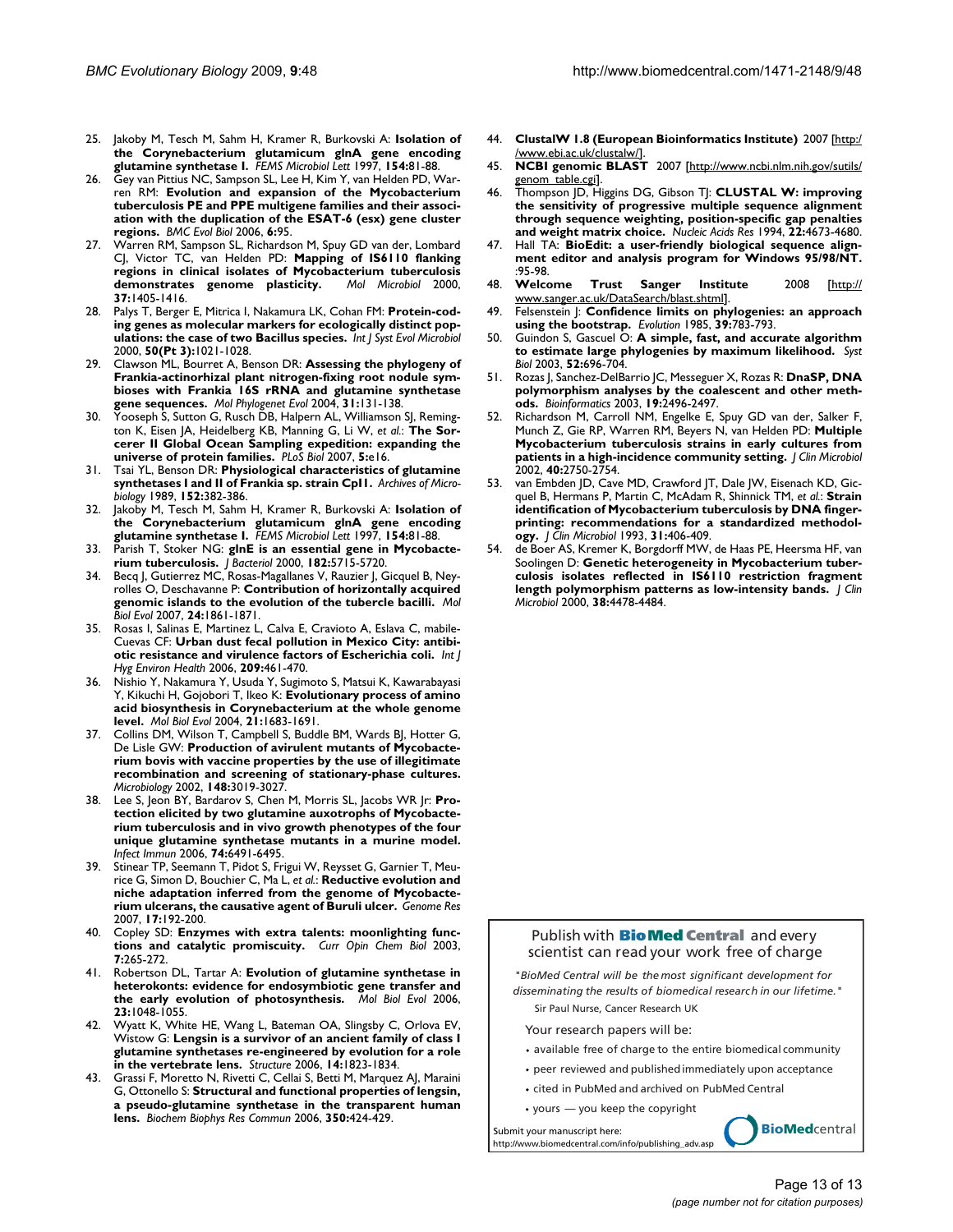25. Jakoby M, Tesch M, Sahm H, Kramer R, Burkovski A: **Isolation of the Corynebacterium glutamicum glnA gene encoding glutamine synthetase I.** *FEMS Microbiol Lett* 1997, **154:**81-88.
26. Gey van Pittius NC, Sampson SL, Lee H, Kim Y, van Helden PD, Warren RM: **Evolution and expansion of the Mycobacterium tuberculosis PE and PPE multigene families and their association with the duplication of the ESAT-6 (esx) gene cluster regions.** *BMC Evol Biol* 2006, **6:**95.
27. Warren RM, Sampson SL, Richardson M, Spuy GD van der, Lombard CJ, Victor TC, van Helden PD: **Mapping of IS6110 flanking regions in clinical isolates of Mycobacterium tuberculosis demonstrates genome plasticity.** *Mol Microbiol* 2000, **37:**1405-1416.
28. Palys T, Berger E, Mitrica I, Nakamura LK, Cohan FM: **Protein-coding genes as molecular markers for ecologically distinct populations: the case of two Bacillus species.** *Int J Syst Evol Microbiol* 2000, **50(Pt 3):**1021-1028.
29. Clawson ML, Bourret A, Benson DR: **Assessing the phylogeny of Frankia-actinorhizal plant nitrogen-fixing root nodule symbioses with Frankia 16S rRNA and glutamine synthetase gene sequences.** *Mol Phylogenet Evol* 2004, **31:**131-138.
30. Yooseph S, Sutton G, Rusch DB, Halpern AL, Williamson SJ, Remington K, Eisen JA, Heidelberg KB, Manning G, Li W, *et al.*: **The Sorcerer II Global Ocean Sampling expedition: expanding the universe of protein families.** *PLoS Biol* 2007, **5:**e16.
31. Tsai YL, Benson DR: **Physiological characteristics of glutamine synthetases I and II of Frankia sp. strain CpI1.** *Archives of Microbiology* 1989, **152:**382-386.
32. Jakoby M, Tesch M, Sahm H, Kramer R, Burkovski A: **Isolation of the Corynebacterium glutamicum glnA gene encoding glutamine synthetase I.** *FEMS Microbiol Lett* 1997, **154:**81-88.
33. Parish T, Stoker NG: **glnE is an essential gene in Mycobacterium tuberculosis.** *J Bacteriol* 2000, **182:**5715-5720.
34. Becq J, Gutierrez MC, Rosas-Magallanes V, Rauzier J, Gicquel B, Neyrolles O, Deschavanne P: **Contribution of horizontally acquired genomic islands to the evolution of the tubercle bacilli.** *Mol Biol Evol* 2007, **24:**1861-1871.
35. Rosas I, Salinas E, Martinez L, Calva E, Cravioto A, Eslava C, mabile-Cuevas CF: **Urban dust fecal pollution in Mexico City: antibiotic resistance and virulence factors of Escherichia coli.** *Int J Hyg Environ Health* 2006, **209:**461-470.
36. Nishio Y, Nakamura Y, Usuda Y, Sugimoto S, Matsui K, Kawarabayasi Y, Kikuchi H, Gojobori T, Ikeo K: **Evolutionary process of amino acid biosynthesis in Corynebacterium at the whole genome level.** *Mol Biol Evol* 2004, **21:**1683-1691.
37. Collins DM, Wilson T, Campbell S, Buddle BM, Wards BJ, Hotter G, De Lisle GW: **Production of avirulent mutants of Mycobacterium bovis with vaccine properties by the use of illegitimate recombination and screening of stationary-phase cultures.** *Microbiology* 2002, **148:**3019-3027.
38. Lee S, Jeon BY, Bardarov S, Chen M, Morris SL, Jacobs WR Jr: **Protection elicited by two glutamine auxotrophs of Mycobacterium tuberculosis and in vivo growth phenotypes of the four unique glutamine synthetase mutants in a murine model.** *Infect Immun* 2006, **74:**6491-6495.
39. Stinear TP, Seemann T, Pidot S, Frigui W, Reysset G, Garnier T, Meurice G, Simon D, Bouchier C, Ma L, *et al.*: **Reductive evolution and niche adaptation inferred from the genome of Mycobacterium ulcerans, the causative agent of Buruli ulcer.** *Genome Res* 2007, **17:**192-200.
40. Copley SD: **Enzymes with extra talents: moonlighting functions and catalytic promiscuity.** *Curr Opin Chem Biol* 2003, **7:**265-272.
41. Robertson DL, Tartar A: **Evolution of glutamine synthetase in heterokonts: evidence for endosymbiotic gene transfer and the early evolution of photosynthesis.** *Mol Biol Evol* 2006, **23:**1048-1055.
42. Wyatt K, White HE, Wang L, Bateman OA, Slingsby C, Orlova EV, Wistow G: **Lengsin is a survivor of an ancient family of class I glutamine synthetases re-engineered by evolution for a role in the vertebrate lens.** *Structure* 2006, **14:**1823-1834.
43. Grassi F, Moretto N, Rivetti C, Cellai S, Betti M, Marquez AJ, Maraini G, Ottonello S: **Structural and functional properties of lengsin, a pseudo-glutamine synthetase in the transparent human lens.** *Biochem Biophys Res Commun* 2006, **350:**424-429.
44. **ClustalW 1.8 (European Bioinformatics Institute)** 2007 [http://www.ebi.ac.uk/clustalw/].
45. **NCBI genomic BLAST** 2007 [http://www.ncbi.nlm.nih.gov/sutils/genom_table.cgi].
46. Thompson JD, Higgins DG, Gibson TJ: **CLUSTAL W: improving the sensitivity of progressive multiple sequence alignment through sequence weighting, position-specific gap penalties and weight matrix choice.** *Nucleic Acids Res* 1994, **22:**4673-4680.
47. Hall TA: **BioEdit: a user-friendly biological sequence alignment editor and analysis program for Windows 95/98/NT.** :95-98.
48. **Welcome Trust Sanger Institute** 2008 [http://www.sanger.ac.uk/DataSearch/blast.shtml].
49. Felsenstein J: **Confidence limits on phylogenies: an approach using the bootstrap.** *Evolution* 1985, **39:**783-793.
50. Guindon S, Gascuel O: **A simple, fast, and accurate algorithm to estimate large phylogenies by maximum likelihood.** *Syst Biol* 2003, **52:**696-704.
51. Rozas J, Sanchez-DelBarrio JC, Messeguer X, Rozas R: **DnaSP, DNA polymorphism analyses by the coalescent and other methods.** *Bioinformatics* 2003, **19:**2496-2497.
52. Richardson M, Carroll NM, Engelke E, Spuy GD van der, Salker F, Munch Z, Gie RP, Warren RM, Beyers N, van Helden PD: **Multiple Mycobacterium tuberculosis strains in early cultures from patients in a high-incidence community setting.** *J Clin Microbiol* 2002, **40:**2750-2754.
53. van Embden JD, Cave MD, Crawford JT, Dale JW, Eisenach KD, Gicquel B, Hermans P, Martin C, McAdam R, Shinnick TM, *et al.*: **Strain identification of Mycobacterium tuberculosis by DNA fingerprinting: recommendations for a standardized methodology.** *J Clin Microbiol* 1993, **31:**406-409.
54. de Boer AS, Kremer K, Borgdorff MW, de Haas PE, Heersma HF, van Soolingen D: **Genetic heterogeneity in Mycobacterium tuberculosis isolates reflected in IS6110 restriction fragment length polymorphism patterns as low-intensity bands.** *J Clin Microbiol* 2000, **38:**4478-4484.

Publish with **BioMed Central** and every scientist can read your work free of charge

*"BioMed Central will be the most significant development for disseminating the results of biomedical research in our lifetime."*

Sir Paul Nurse, Cancer Research UK

Your research papers will be:

- available free of charge to the entire biomedical community
- peer reviewed and published immediately upon acceptance
- cited in PubMed and archived on PubMed Central
- yours — you keep the copyright

Submit your manuscript here:
http://www.biomedcentral.com/info/publishing_adv.asp

BioMedcentral